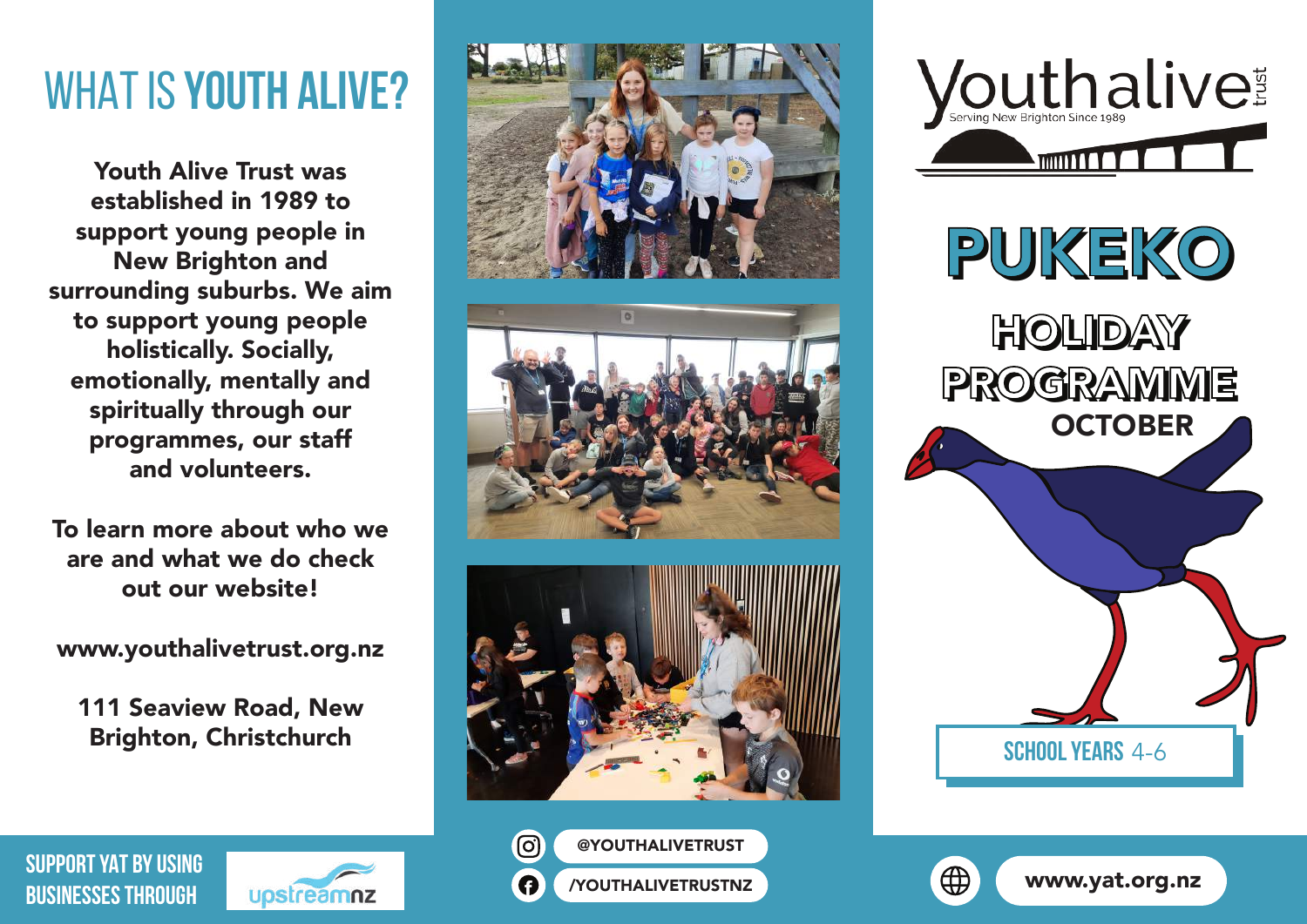# WHAT IS YOUTH ALIVE?

**Youth Alive Trust was established in 1989 to support young people in New Brighton and surrounding suburbs. We aim to support young people holistically. Socially, emotionally, mentally and spiritually through our programmes, our staff and volunteers.**

**To learn more about who we are and what we do check out our website!**

**www.youthalivetrust.org.nz**

**111 Seaview Road, New Brighton, Christchurch**

SUPPORT YAT BY USING BUSINESSES THROUGH upstreamnz

@YOUTHALIVETRUST

/YOUTHALIVETRUSTNZ

Youth alive trust

Serving New Brighton Since 1989

# PUKEKO

## HOLIDAY PROGRAMME

## OCTOBER

SCHOOL YEARS 4-6

www.yat.org.nz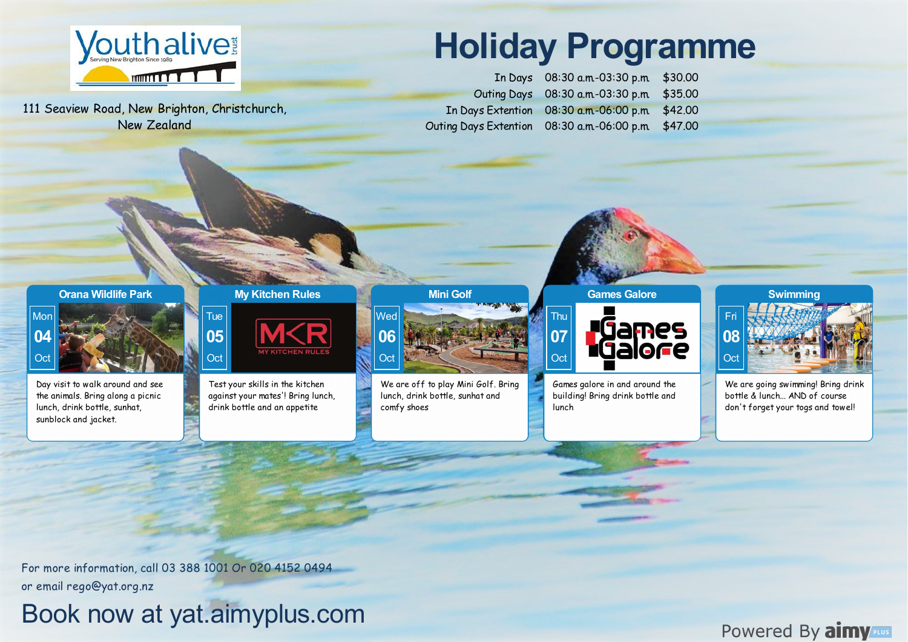youthalive trust
Serving New Brighton Since 1989

111 Seaview Road, New Brighton, Christchurch, New Zealand

# Holiday Programme

| | | |
|---|---|---|
| In Days | 08:30 a.m.-03:30 p.m. | $30.00 |
| Outing Days | 08:30 a.m.-03:30 p.m. | $35.00 |
| In Days Extention | 08:30 a.m.-06:00 p.m. | $42.00 |
| Outing Days Extention | 08:30 a.m.-06:00 p.m. | $47.00 |

## Orana Wildlife Park

Mon 04 Oct

Day visit to walk around and see the animals. Bring along a picnic lunch, drink bottle, sunhat, sunblock and jacket.

## My Kitchen Rules

Tue 05 Oct

Test your skills in the kitchen against your mates'! Bring lunch, drink bottle and an appetite

## Mini Golf

Wed 06 Oct

We are off to play Mini Golf. Bring lunch, drink bottle, sunhat and comfy shoes

## Games Galore

Thu 07 Oct

Games galore in and around the building! Bring drink bottle and lunch

## Swimming

Fri 08 Oct

We are going swimming! Bring drink bottle & lunch... AND of course don't forget your togs and towel!

For more information, call 03 388 1001 Or 020 4152 0494 or email rego@yat.org.nz

Book now at yat.aimyplus.com

Powered By aimy PLUS